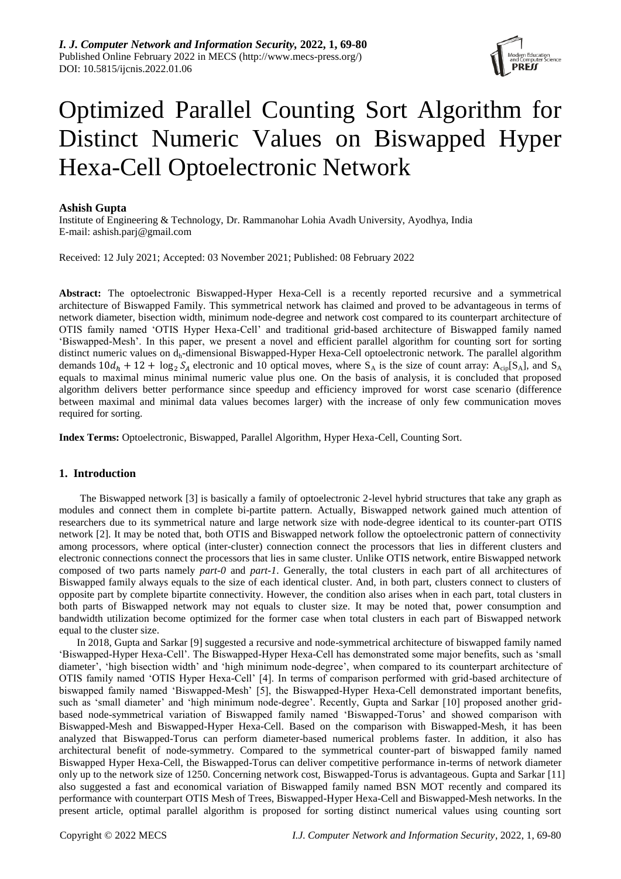# Optimized Parallel Counting Sort Algorithm for Distinct Numeric Values on Biswapped Hyper Hexa-Cell Optoelectronic Network

**Ashish Gupta**

Institute of Engineering & Technology, Dr. Rammanohar Lohia Avadh University, Ayodhya, India

E-mail: ashish.parj@gmail.com

Received: 12 July 2021; Accepted: 03 November 2021; Published: 08 February 2022

**Abstract:** The optoelectronic Biswapped-Hyper Hexa-Cell is a recently reported recursive and a symmetrical architecture of Biswapped Family. This symmetrical network has claimed and proved to be advantageous in terms of network diameter, bisection width, minimum node-degree and network cost compared to its counterpart architecture of OTIS family named 'OTIS Hyper Hexa-Cell' and traditional grid-based architecture of Biswapped family named 'Biswapped-Mesh'. In this paper, we present a novel and efficient parallel algorithm for counting sort for sorting distinct numeric values on $d_h$-dimensional Biswapped-Hyper Hexa-Cell optoelectronic network. The parallel algorithm demands $10d_h + 12 + \log_2 S_A$ electronic and 10 optical moves, where $S_A$ is the size of count array: $A_{cip}[S_A]$, and $S_A$ equals to maximal minus minimal numeric value plus one. On the basis of analysis, it is concluded that proposed algorithm delivers better performance since speedup and efficiency improved for worst case scenario (difference between maximal and minimal data values becomes larger) with the increase of only few communication moves required for sorting.

**Index Terms:** Optoelectronic, Biswapped, Parallel Algorithm, Hyper Hexa-Cell, Counting Sort.

## 1. Introduction

The Biswapped network [3] is basically a family of optoelectronic 2-level hybrid structures that take any graph as modules and connect them in complete bi-partite pattern. Actually, Biswapped network gained much attention of researchers due to its symmetrical nature and large network size with node-degree identical to its counter-part OTIS network [2]. It may be noted that, both OTIS and Biswapped network follow the optoelectronic pattern of connectivity among processors, where optical (inter-cluster) connection connect the processors that lies in different clusters and electronic connections connect the processors that lies in same cluster. Unlike OTIS network, entire Biswapped network composed of two parts namely *part-0* and *part-1*. Generally, the total clusters in each part of all architectures of Biswapped family always equals to the size of each identical cluster. And, in both part, clusters connect to clusters of opposite part by complete bipartite connectivity. However, the condition also arises when in each part, total clusters in both parts of Biswapped network may not equals to cluster size. It may be noted that, power consumption and bandwidth utilization become optimized for the former case when total clusters in each part of Biswapped network equal to the cluster size.

In 2018, Gupta and Sarkar [9] suggested a recursive and node-symmetrical architecture of biswapped family named 'Biswapped-Hyper Hexa-Cell'. The Biswapped-Hyper Hexa-Cell has demonstrated some major benefits, such as 'small diameter', 'high bisection width' and 'high minimum node-degree', when compared to its counterpart architecture of OTIS family named 'OTIS Hyper Hexa-Cell' [4]. In terms of comparison performed with grid-based architecture of biswapped family named 'Biswapped-Mesh' [5], the Biswapped-Hyper Hexa-Cell demonstrated important benefits, such as 'small diameter' and 'high minimum node-degree'. Recently, Gupta and Sarkar [10] proposed another grid-based node-symmetrical variation of Biswapped family named 'Biswapped-Torus' and showed comparison with Biswapped-Mesh and Biswapped-Hyper Hexa-Cell. Based on the comparison with Biswapped-Mesh, it has been analyzed that Biswapped-Torus can perform diameter-based numerical problems faster. In addition, it also has architectural benefit of node-symmetry. Compared to the symmetrical counter-part of biswapped family named Biswapped Hyper Hexa-Cell, the Biswapped-Torus can deliver competitive performance in-terms of network diameter only up to the network size of 1250. Concerning network cost, Biswapped-Torus is advantageous. Gupta and Sarkar [11] also suggested a fast and economical variation of Biswapped family named BSN MOT recently and compared its performance with counterpart OTIS Mesh of Trees, Biswapped-Hyper Hexa-Cell and Biswapped-Mesh networks. In the present article, optimal parallel algorithm is proposed for sorting distinct numerical values using counting sort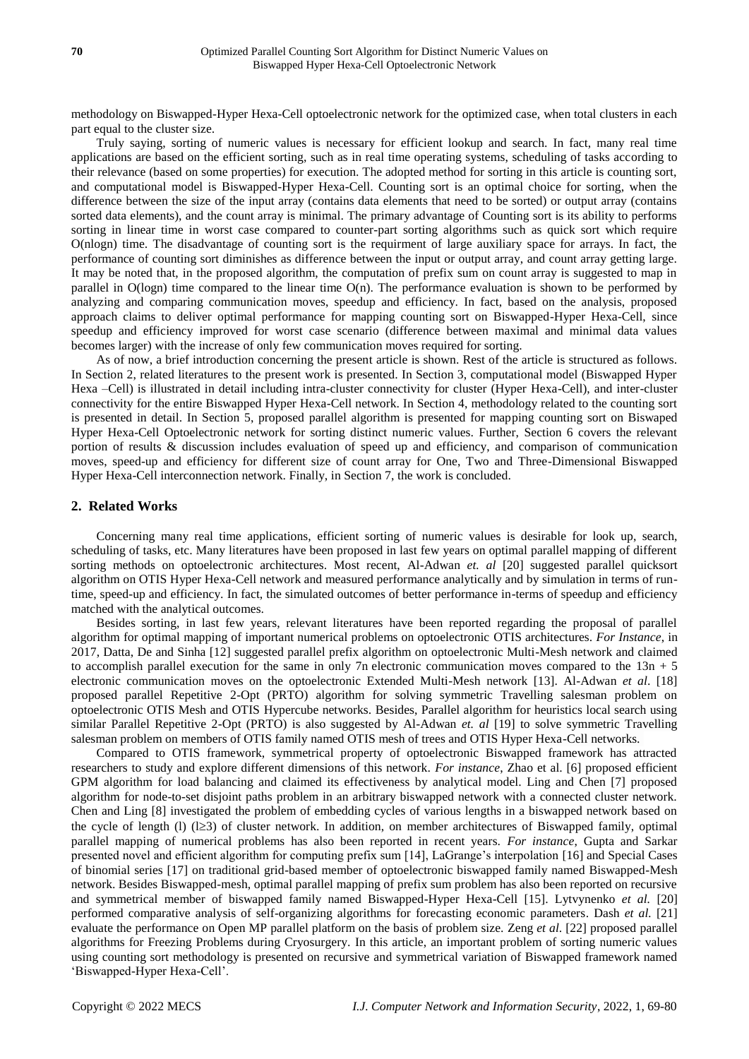methodology on Biswapped-Hyper Hexa-Cell optoelectronic network for the optimized case, when total clusters in each part equal to the cluster size.

Truly saying, sorting of numeric values is necessary for efficient lookup and search. In fact, many real time applications are based on the efficient sorting, such as in real time operating systems, scheduling of tasks according to their relevance (based on some properties) for execution. The adopted method for sorting in this article is counting sort, and computational model is Biswapped-Hyper Hexa-Cell. Counting sort is an optimal choice for sorting, when the difference between the size of the input array (contains data elements that need to be sorted) or output array (contains sorted data elements), and the count array is minimal. The primary advantage of Counting sort is its ability to performs sorting in linear time in worst case compared to counter-part sorting algorithms such as quick sort which require O(nlogn) time. The disadvantage of counting sort is the requirment of large auxiliary space for arrays. In fact, the performance of counting sort diminishes as difference between the input or output array, and count array getting large. It may be noted that, in the proposed algorithm, the computation of prefix sum on count array is suggested to map in parallel in O(logn) time compared to the linear time O(n). The performance evaluation is shown to be performed by analyzing and comparing communication moves, speedup and efficiency. In fact, based on the analysis, proposed approach claims to deliver optimal performance for mapping counting sort on Biswapped-Hyper Hexa-Cell, since speedup and efficiency improved for worst case scenario (difference between maximal and minimal data values becomes larger) with the increase of only few communication moves required for sorting.

As of now, a brief introduction concerning the present article is shown. Rest of the article is structured as follows. In Section 2, related literatures to the present work is presented. In Section 3, computational model (Biswapped Hyper Hexa –Cell) is illustrated in detail including intra-cluster connectivity for cluster (Hyper Hexa-Cell), and inter-cluster connectivity for the entire Biswapped Hyper Hexa-Cell network. In Section 4, methodology related to the counting sort is presented in detail. In Section 5, proposed parallel algorithm is presented for mapping counting sort on Biswaped Hyper Hexa-Cell Optoelectronic network for sorting distinct numeric values. Further, Section 6 covers the relevant portion of results & discussion includes evaluation of speed up and efficiency, and comparison of communication moves, speed-up and efficiency for different size of count array for One, Two and Three-Dimensional Biswapped Hyper Hexa-Cell interconnection network. Finally, in Section 7, the work is concluded.

## 2. Related Works

Concerning many real time applications, efficient sorting of numeric values is desirable for look up, search, scheduling of tasks, etc. Many literatures have been proposed in last few years on optimal parallel mapping of different sorting methods on optoelectronic architectures. Most recent, Al-Adwan *et. al* [20] suggested parallel quicksort algorithm on OTIS Hyper Hexa-Cell network and measured performance analytically and by simulation in terms of run-time, speed-up and efficiency. In fact, the simulated outcomes of better performance in-terms of speedup and efficiency matched with the analytical outcomes.

Besides sorting, in last few years, relevant literatures have been reported regarding the proposal of parallel algorithm for optimal mapping of important numerical problems on optoelectronic OTIS architectures. *For Instance*, in 2017, Datta, De and Sinha [12] suggested parallel prefix algorithm on optoelectronic Multi-Mesh network and claimed to accomplish parallel execution for the same in only 7n electronic communication moves compared to the 13n + 5 electronic communication moves on the optoelectronic Extended Multi-Mesh network [13]. Al-Adwan *et al*. [18] proposed parallel Repetitive 2-Opt (PRTO) algorithm for solving symmetric Travelling salesman problem on optoelectronic OTIS Mesh and OTIS Hypercube networks. Besides, Parallel algorithm for heuristics local search using similar Parallel Repetitive 2-Opt (PRTO) is also suggested by Al-Adwan *et. al* [19] to solve symmetric Travelling salesman problem on members of OTIS family named OTIS mesh of trees and OTIS Hyper Hexa-Cell networks.

Compared to OTIS framework, symmetrical property of optoelectronic Biswapped framework has attracted researchers to study and explore different dimensions of this network. *For instance*, Zhao et al. [6] proposed efficient GPM algorithm for load balancing and claimed its effectiveness by analytical model. Ling and Chen [7] proposed algorithm for node-to-set disjoint paths problem in an arbitrary biswapped network with a connected cluster network. Chen and Ling [8] investigated the problem of embedding cycles of various lengths in a biswapped network based on the cycle of length (l) (l≥3) of cluster network. In addition, on member architectures of Biswapped family, optimal parallel mapping of numerical problems has also been reported in recent years. *For instance*, Gupta and Sarkar presented novel and efficient algorithm for computing prefix sum [14], LaGrange's interpolation [16] and Special Cases of binomial series [17] on traditional grid-based member of optoelectronic biswapped family named Biswapped-Mesh network. Besides Biswapped-mesh, optimal parallel mapping of prefix sum problem has also been reported on recursive and symmetrical member of biswapped family named Biswapped-Hyper Hexa-Cell [15]. Lytvynenko *et al.* [20] performed comparative analysis of self-organizing algorithms for forecasting economic parameters. Dash *et al.* [21] evaluate the performance on Open MP parallel platform on the basis of problem size. Zeng *et al*. [22] proposed parallel algorithms for Freezing Problems during Cryosurgery. In this article, an important problem of sorting numeric values using counting sort methodology is presented on recursive and symmetrical variation of Biswapped framework named 'Biswapped-Hyper Hexa-Cell'.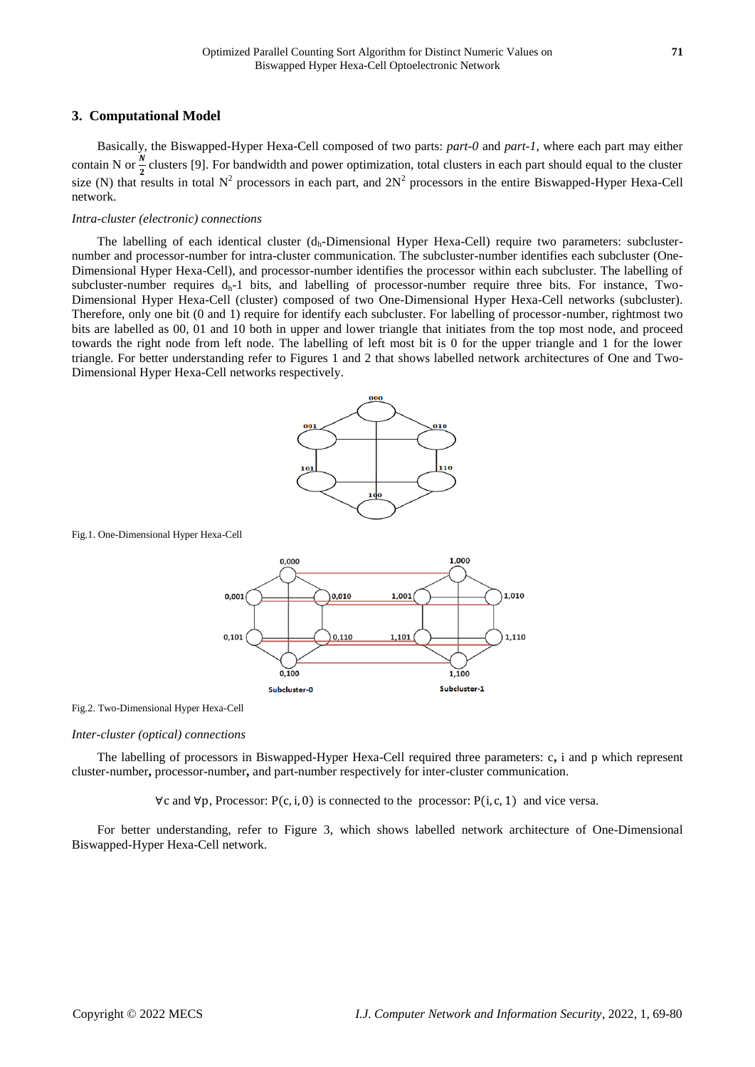## 3. Computational Model

Basically, the Biswapped-Hyper Hexa-Cell composed of two parts: *part-0* and *part-1*, where each part may either contain N or $\frac{N}{2}$ clusters [9]. For bandwidth and power optimization, total clusters in each part should equal to the cluster size (N) that results in total $N^2$ processors in each part, and $2N^2$ processors in the entire Biswapped-Hyper Hexa-Cell network.

*Intra-cluster (electronic) connections*

The labelling of each identical cluster ($d_h$-Dimensional Hyper Hexa-Cell) require two parameters: subcluster-number and processor-number for intra-cluster communication. The subcluster-number identifies each subcluster (One-Dimensional Hyper Hexa-Cell), and processor-number identifies the processor within each subcluster. The labelling of subcluster-number requires $d_h$-1 bits, and labelling of processor-number require three bits. For instance, Two-Dimensional Hyper Hexa-Cell (cluster) composed of two One-Dimensional Hyper Hexa-Cell networks (subcluster). Therefore, only one bit (0 and 1) require for identify each subcluster. For labelling of processor-number, rightmost two bits are labelled as 00, 01 and 10 both in upper and lower triangle that initiates from the top most node, and proceed towards the right node from left node. The labelling of left most bit is 0 for the upper triangle and 1 for the lower triangle. For better understanding refer to Figures 1 and 2 that shows labelled network architectures of One and Two-Dimensional Hyper Hexa-Cell networks respectively.

Fig.1. One-Dimensional Hyper Hexa-Cell

Fig.2. Two-Dimensional Hyper Hexa-Cell

*Inter-cluster (optical) connections*

The labelling of processors in Biswapped-Hyper Hexa-Cell required three parameters: c**,** i and p which represent cluster-number**,** processor-number**,** and part-number respectively for inter-cluster communication.

$$\forall \text{c and } \forall \text{p, Processor: } P(c, i, 0) \text{ is connected to the processor: } P(i, c, 1) \text{ and vice versa.}$$

For better understanding, refer to Figure 3, which shows labelled network architecture of One-Dimensional Biswapped-Hyper Hexa-Cell network.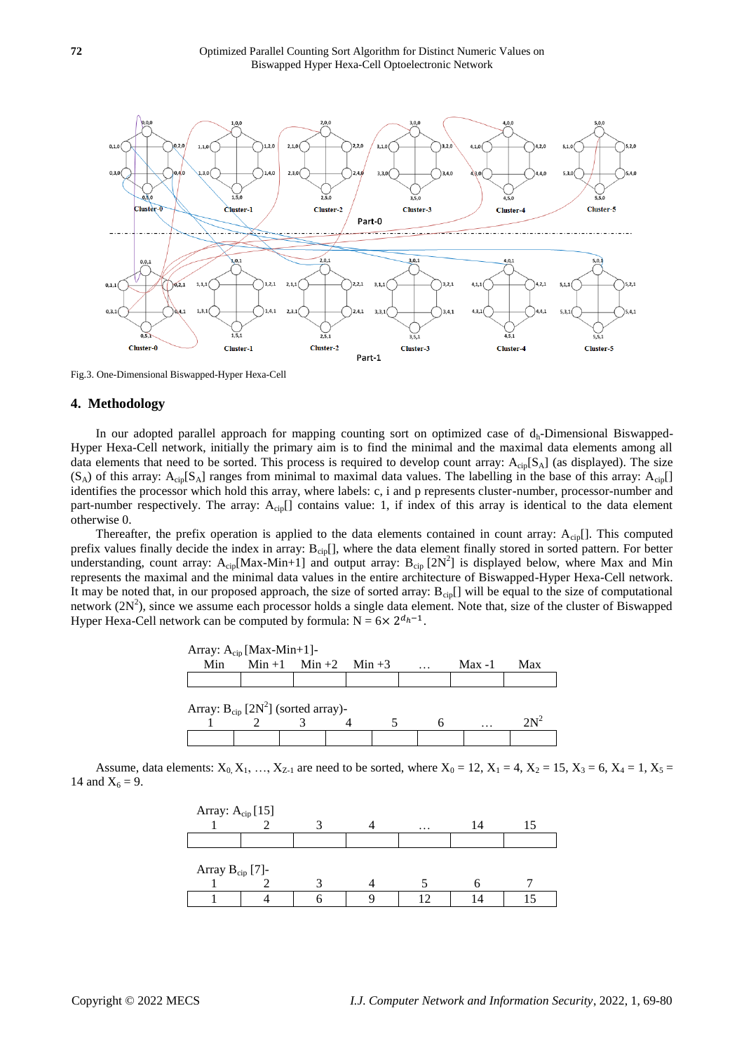Fig.3. One-Dimensional Biswapped-Hyper Hexa-Cell

## 4. Methodology

In our adopted parallel approach for mapping counting sort on optimized case of $d_h$-Dimensional Biswapped-Hyper Hexa-Cell network, initially the primary aim is to find the minimal and the maximal data elements among all data elements that need to be sorted. This process is required to develop count array: $A_{cip}[S_A]$ (as displayed). The size ($S_A$) of this array: $A_{cip}[S_A]$ ranges from minimal to maximal data values. The labelling in the base of this array: $A_{cip}[]$ identifies the processor which hold this array, where labels: c, i and p represents cluster-number, processor-number and part-number respectively. The array: $A_{cip}[]$ contains value: 1, if index of this array is identical to the data element otherwise 0.

Thereafter, the prefix operation is applied to the data elements contained in count array: $A_{cip}[]$. This computed prefix values finally decide the index in array: $B_{cip}[]$, where the data element finally stored in sorted pattern. For better understanding, count array: $A_{cip}[Max-Min+1]$ and output array: $B_{cip}[2N^2]$ is displayed below, where Max and Min represents the maximal and the minimal data values in the entire architecture of Biswapped-Hyper Hexa-Cell network. It may be noted that, in our proposed approach, the size of sorted array: $B_{cip}[]$ will be equal to the size of computational network ($2N^2$), since we assume each processor holds a single data element. Note that, size of the cluster of Biswapped Hyper Hexa-Cell network can be computed by formula: $N = 6\times 2^{d_h-1}$.

Array: $A_{cip}$ [Max-Min+1]-

| Min | Min +1 | Min +2 | Min +3 | … | Max -1 | Max |
|---|---|---|---|---|---|---|
| | | | | | | |

Array: $B_{cip}$ [$2N^2$] (sorted array)-

| 1 | 2 | 3 | 4 | 5 | 6 | … | $2N^2$ |
|---|---|---|---|---|---|---|---|
| | | | | | | | |

Assume, data elements: $X_0$, $X_1$, …, $X_{Z-1}$ are need to be sorted, where $X_0$ = 12, $X_1$ = 4, $X_2$ = 15, $X_3$ = 6, $X_4$ = 1, $X_5$ = 14 and $X_6$ = 9.

Array: $A_{cip}$ [15]

| 1 | 2 | 3 | 4 | … | 14 | 15 |
|---|---|---|---|---|---|---|
| | | | | | | |

Array $B_{cip}$ [7]-

| 1 | 2 | 3 | 4 | 5 | 6 | 7 |
|---|---|---|---|---|---|---|
| 1 | 4 | 6 | 9 | 12 | 14 | 15 |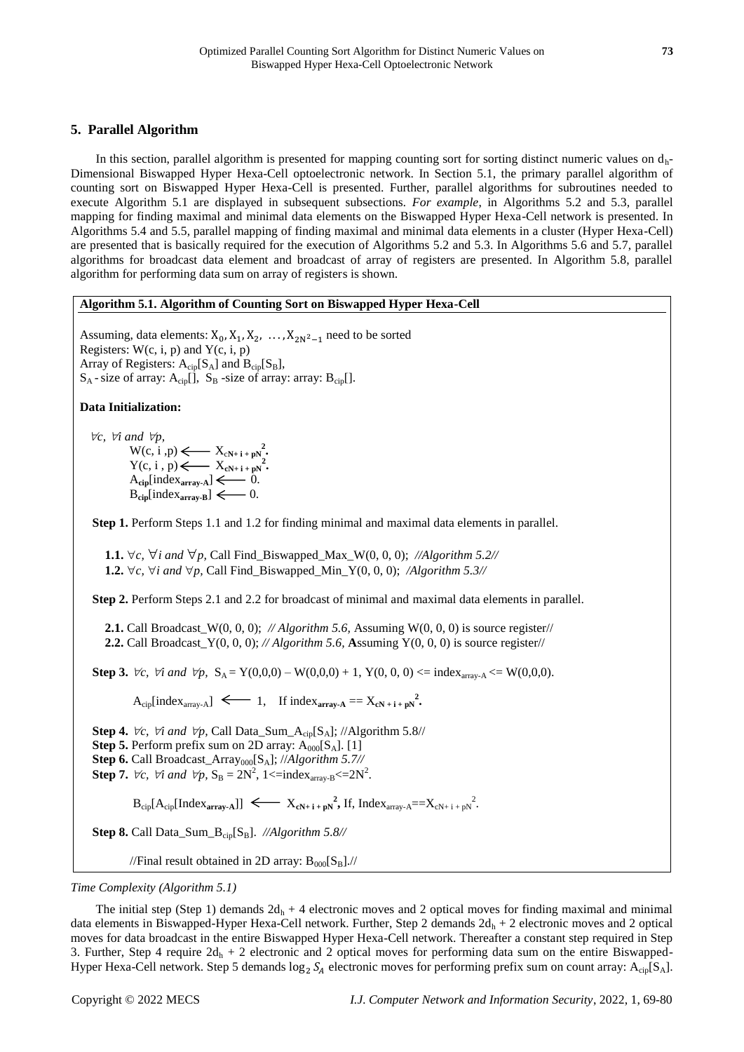## 5. Parallel Algorithm

In this section, parallel algorithm is presented for mapping counting sort for sorting distinct numeric values on $d_h$-Dimensional Biswapped Hyper Hexa-Cell optoelectronic network. In Section 5.1, the primary parallel algorithm of counting sort on Biswapped Hyper Hexa-Cell is presented. Further, parallel algorithms for subroutines needed to execute Algorithm 5.1 are displayed in subsequent subsections. *For example*, in Algorithms 5.2 and 5.3, parallel mapping for finding maximal and minimal data elements on the Biswapped Hyper Hexa-Cell network is presented. In Algorithms 5.4 and 5.5, parallel mapping of finding maximal and minimal data elements in a cluster (Hyper Hexa-Cell) are presented that is basically required for the execution of Algorithms 5.2 and 5.3. In Algorithms 5.6 and 5.7, parallel algorithms for broadcast data element and broadcast of array of registers are presented. In Algorithm 5.8, parallel algorithm for performing data sum on array of registers is shown.

**Algorithm 5.1. Algorithm of Counting Sort on Biswapped Hyper Hexa-Cell**

Assuming, data elements: $X_0, X_1, X_2, \ldots, X_{2N^2-1}$ need to be sorted
Registers: W(c, i, p) and Y(c, i, p)
Array of Registers: $A_{cip}[S_A]$ and $B_{cip}[S_B]$,
$S_A$ - size of array: $A_{cip}[]$, $S_B$ -size of array: array: $B_{cip}[]$.

**Data Initialization:**

$\forall c$, $\forall i$ *and* $\forall p$,
$W(c, i, p) \longleftarrow X_{cN+i+pN^2}$.
$Y(c, i, p) \longleftarrow X_{cN+i+pN^2}$.
$A_{cip}[index_{array-A}] \longleftarrow 0$.
$B_{cip}[index_{array-B}] \longleftarrow 0$.

**Step 1.** Perform Steps 1.1 and 1.2 for finding minimal and maximal data elements in parallel.

**1.1.** $\forall c$, $\forall i$ *and* $\forall p$, Call Find_Biswapped_Max_W(0, 0, 0); *//Algorithm 5.2//*
**1.2.** $\forall c$, $\forall i$ *and* $\forall p$, Call Find_Biswapped_Min_Y(0, 0, 0); */Algorithm 5.3//*

**Step 2.** Perform Steps 2.1 and 2.2 for broadcast of minimal and maximal data elements in parallel.

**2.1.** Call Broadcast_W(0, 0, 0); *// Algorithm 5.6,* Assuming W(0, 0, 0) is source register//
**2.2.** Call Broadcast_Y(0, 0, 0); *// Algorithm 5.6,* **A**ssuming Y(0, 0, 0) is source register//

**Step 3.** $\forall c$, $\forall i$ *and* $\forall p$, $S_A = Y(0,0,0) - W(0,0,0) + 1$, $Y(0, 0, 0) <= index_{array-A} <= W(0,0,0)$.

$A_{cip}[index_{array-A}] \longleftarrow 1$, If $index_{array-A} == X_{cN+i+pN^2}$.

**Step 4.** $\forall c$, $\forall i$ *and* $\forall p$, Call Data_Sum_$A_{cip}[S_A]$; //Algorithm 5.8//
**Step 5.** Perform prefix sum on 2D array: $A_{000}[S_A]$. [1]
**Step 6.** Call Broadcast_Array$_{000}[S_A]$; //*Algorithm 5.7//*
**Step 7.** $\forall c$, $\forall i$ *and* $\forall p$, $S_B = 2N^2$, $1<=index_{array-B}<=2N^2$.

$B_{cip}[A_{cip}[Index_{array-A}]] \longleftarrow X_{cN+i+pN^2}$, If, $Index_{array-A}==X_{cN+i+pN^2}$.

**Step 8.** Call Data_Sum_$B_{cip}[S_B]$. *//Algorithm 5.8//*

//Final result obtained in 2D array: $B_{000}[S_B]$.//

*Time Complexity (Algorithm 5.1)*

The initial step (Step 1) demands $2d_h + 4$ electronic moves and 2 optical moves for finding maximal and minimal data elements in Biswapped-Hyper Hexa-Cell network. Further, Step 2 demands $2d_h + 2$ electronic moves and 2 optical moves for data broadcast in the entire Biswapped Hyper Hexa-Cell network. Thereafter a constant step required in Step 3. Further, Step 4 require $2d_h + 2$ electronic and 2 optical moves for performing data sum on the entire Biswapped-Hyper Hexa-Cell network. Step 5 demands $\log_2 S_A$ electronic moves for performing prefix sum on count array: $A_{cip}[S_A]$.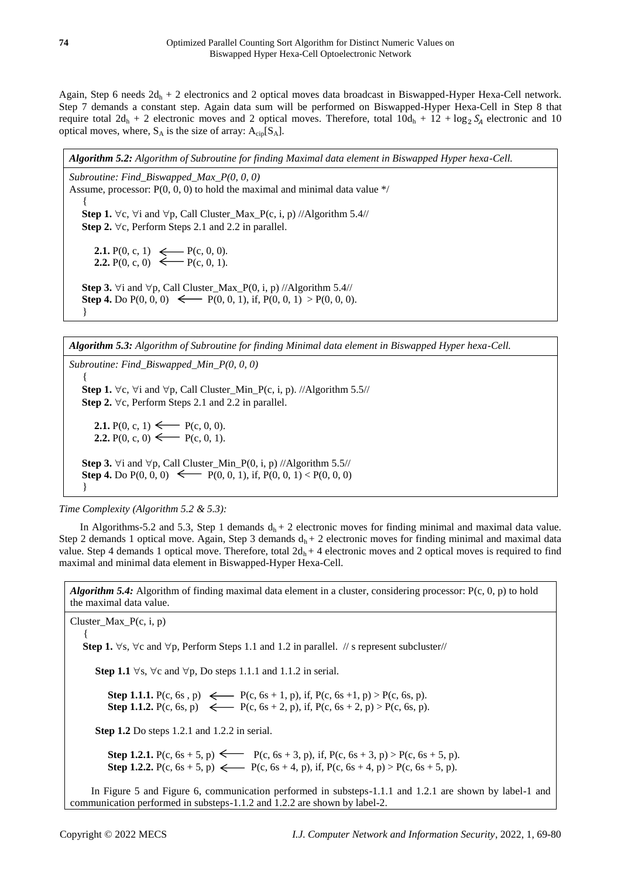Again, Step 6 needs $2d_h + 2$ electronics and 2 optical moves data broadcast in Biswapped-Hyper Hexa-Cell network. Step 7 demands a constant step. Again data sum will be performed on Biswapped-Hyper Hexa-Cell in Step 8 that require total $2d_h + 2$ electronic moves and 2 optical moves. Therefore, total $10d_h + 12 + \log_2 S_A$ electronic and 10 optical moves, where, $S_A$ is the size of array: $A_{cip}[S_A]$.

***Algorithm 5.2:*** *Algorithm of Subroutine for finding Maximal data element in Biswapped Hyper hexa-Cell.*

*Subroutine: Find_Biswapped_Max_P(0, 0, 0)*
Assume, processor: P(0, 0, 0) to hold the maximal and minimal data value */

```
{
Step 1. ∀c, ∀i and ∀p, Call Cluster_Max_P(c, i, p) //Algorithm 5.4//
Step 2. ∀c, Perform Steps 2.1 and 2.2 in parallel.

    2.1. P(0, c, 1)  <---  P(c, 0, 0).
    2.2. P(0, c, 0)  <---  P(c, 0, 1).

Step 3. ∀i and ∀p, Call Cluster_Max_P(0, i, p) //Algorithm 5.4//
Step 4. Do P(0, 0, 0)  <---  P(0, 0, 1), if, P(0, 0, 1) > P(0, 0, 0).
}
```

***Algorithm 5.3:*** *Algorithm of Subroutine for finding Minimal data element in Biswapped Hyper hexa-Cell.*

*Subroutine: Find_Biswapped_Min_P(0, 0, 0)*

```
{
Step 1. ∀c, ∀i and ∀p, Call Cluster_Min_P(c, i, p). //Algorithm 5.5//
Step 2. ∀c, Perform Steps 2.1 and 2.2 in parallel.

    2.1. P(0, c, 1)  <---  P(c, 0, 0).
    2.2. P(0, c, 0)  <---  P(c, 0, 1).

Step 3. ∀i and ∀p, Call Cluster_Min_P(0, i, p) //Algorithm 5.5//
Step 4. Do P(0, 0, 0)  <---  P(0, 0, 1), if, P(0, 0, 1) < P(0, 0, 0)
}
```

*Time Complexity (Algorithm 5.2 & 5.3):*

In Algorithms-5.2 and 5.3, Step 1 demands $d_h + 2$ electronic moves for finding minimal and maximal data value. Step 2 demands 1 optical move. Again, Step 3 demands $d_h + 2$ electronic moves for finding minimal and maximal data value. Step 4 demands 1 optical move. Therefore, total $2d_h + 4$ electronic moves and 2 optical moves is required to find maximal and minimal data element in Biswapped-Hyper Hexa-Cell.

***Algorithm 5.4:*** Algorithm of finding maximal data element in a cluster, considering processor: P(c, 0, p) to hold the maximal data value.

Cluster_Max_P(c, i, p)

```
{
Step 1. ∀s, ∀c and ∀p, Perform Steps 1.1 and 1.2 in parallel.  // s represent subcluster//

    Step 1.1 ∀s, ∀c and ∀p, Do steps 1.1.1 and 1.1.2 in serial.

        Step 1.1.1. P(c, 6s , p)  <---  P(c, 6s + 1, p), if, P(c, 6s +1, p) > P(c, 6s, p).
        Step 1.1.2. P(c, 6s, p)   <---  P(c, 6s + 2, p), if, P(c, 6s + 2, p) > P(c, 6s, p).

    Step 1.2 Do steps 1.2.1 and 1.2.2 in serial.

        Step 1.2.1. P(c, 6s + 5, p)  <---  P(c, 6s + 3, p), if, P(c, 6s + 3, p) > P(c, 6s + 5, p).
        Step 1.2.2. P(c, 6s + 5, p)  <---  P(c, 6s + 4, p), if, P(c, 6s + 4, p) > P(c, 6s + 5, p).
```

In Figure 5 and Figure 6, communication performed in substeps-1.1.1 and 1.2.1 are shown by label-1 and communication performed in substeps-1.1.2 and 1.2.2 are shown by label-2.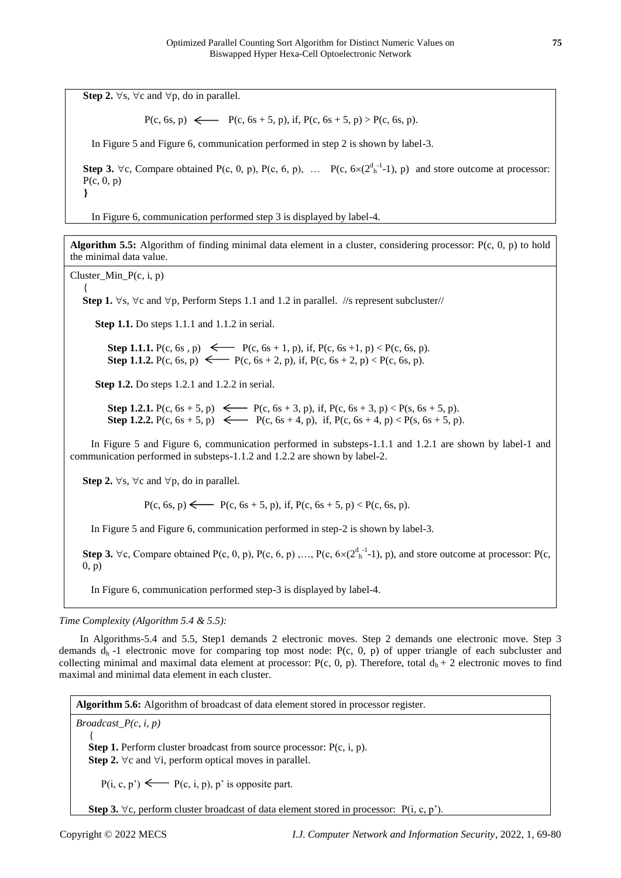**Step 2.** ∀s, ∀c and ∀p, do in parallel.

$$P(c, 6s, p) \longleftarrow P(c, 6s + 5, p), \text{ if, } P(c, 6s + 5, p) > P(c, 6s, p).$$

In Figure 5 and Figure 6, communication performed in step 2 is shown by label-3.

**Step 3.** ∀c, Compare obtained P(c, 0, p), P(c, 6, p), … $P(c, 6\times(2^{d_h-1}-1), p)$ and store outcome at processor: P(c, 0, p)
**}**

In Figure 6, communication performed step 3 is displayed by label-4.

---

**Algorithm 5.5:** Algorithm of finding minimal data element in a cluster, considering processor: P(c, 0, p) to hold the minimal data value.

Cluster_Min_P(c, i, p)
{
**Step 1.** ∀s, ∀c and ∀p, Perform Steps 1.1 and 1.2 in parallel. //s represent subcluster//

**Step 1.1.** Do steps 1.1.1 and 1.1.2 in serial.

**Step 1.1.1.** $P(c, 6s, p) \longleftarrow P(c, 6s + 1, p)$, if, $P(c, 6s +1, p) < P(c, 6s, p)$.
**Step 1.1.2.** $P(c, 6s, p) \longleftarrow P(c, 6s + 2, p)$, if, $P(c, 6s + 2, p) < P(c, 6s, p)$.

**Step 1.2.** Do steps 1.2.1 and 1.2.2 in serial.

**Step 1.2.1.** $P(c, 6s + 5, p) \longleftarrow P(c, 6s + 3, p)$, if, $P(c, 6s + 3, p) < P(s, 6s + 5, p)$.
**Step 1.2.2.** $P(c, 6s + 5, p) \longleftarrow P(c, 6s + 4, p)$, if, $P(c, 6s + 4, p) < P(s, 6s + 5, p)$.

In Figure 5 and Figure 6, communication performed in substeps-1.1.1 and 1.2.1 are shown by label-1 and communication performed in substeps-1.1.2 and 1.2.2 are shown by label-2.

**Step 2.** ∀s, ∀c and ∀p, do in parallel.

$$P(c, 6s, p) \longleftarrow P(c, 6s + 5, p), \text{ if, } P(c, 6s + 5, p) < P(c, 6s, p).$$

In Figure 5 and Figure 6, communication performed in step-2 is shown by label-3.

**Step 3.** ∀c, Compare obtained P(c, 0, p), P(c, 6, p) ,…, $P(c, 6\times(2^{d_h-1}-1), p)$, and store outcome at processor: P(c, 0, p)

In Figure 6, communication performed step-3 is displayed by label-4.

---

*Time Complexity (Algorithm 5.4 & 5.5):*

In Algorithms-5.4 and 5.5, Step1 demands 2 electronic moves. Step 2 demands one electronic move. Step 3 demands $d_h$ -1 electronic move for comparing top most node: P(c, 0, p) of upper triangle of each subcluster and collecting minimal and maximal data element at processor: P(c, 0, p). Therefore, total $d_h$ + 2 electronic moves to find maximal and minimal data element in each cluster.

---

**Algorithm 5.6:** Algorithm of broadcast of data element stored in processor register.

*Broadcast_P(c, i, p)*
{
**Step 1.** Perform cluster broadcast from source processor: P(c, i, p).
**Step 2.** ∀c and ∀i, perform optical moves in parallel.

$P(i, c, p') \longleftarrow P(c, i, p)$, p' is opposite part.

**Step 3.** ∀c, perform cluster broadcast of data element stored in processor: P(i, c, p').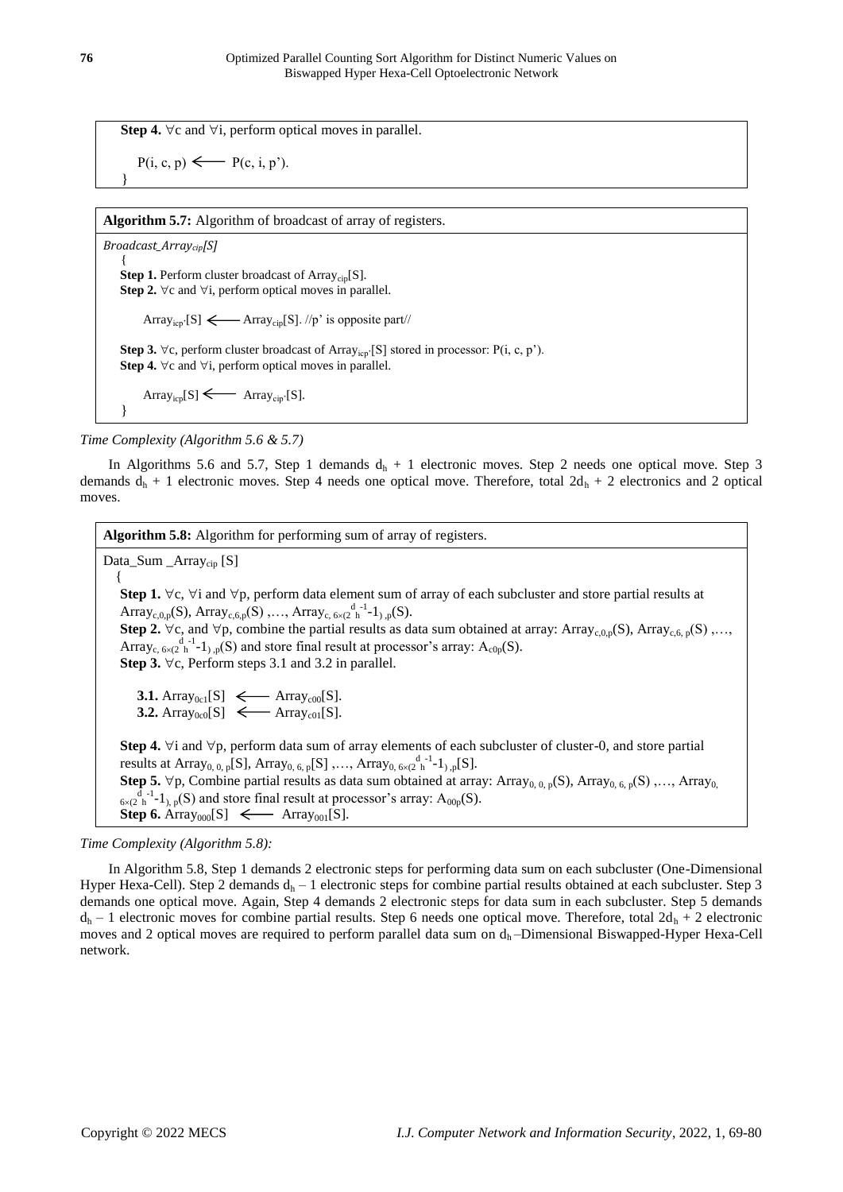**Step 4.** ∀c and ∀i, perform optical moves in parallel.

$P(i, c, p) \longleftarrow P(c, i, p')$.

}

**Algorithm 5.7:** Algorithm of broadcast of array of registers.

*Broadcast_Array$_{cip}$[S]*

{

**Step 1.** Perform cluster broadcast of $Array_{cip}[S]$.

**Step 2.** ∀c and ∀i, perform optical moves in parallel.

$Array_{icp'}[S] \longleftarrow Array_{cip}[S]$. //p' is opposite part//

**Step 3.** ∀c, perform cluster broadcast of $Array_{icp'}[S]$ stored in processor: $P(i, c, p')$.

**Step 4.** ∀c and ∀i, perform optical moves in parallel.

$Array_{icp}[S] \longleftarrow Array_{cip'}[S]$.

}

*Time Complexity (Algorithm 5.6 & 5.7)*

In Algorithms 5.6 and 5.7, Step 1 demands $d_h + 1$ electronic moves. Step 2 needs one optical move. Step 3 demands $d_h + 1$ electronic moves. Step 4 needs one optical move. Therefore, total $2d_h + 2$ electronics and 2 optical moves.

**Algorithm 5.8:** Algorithm for performing sum of array of registers.

Data_Sum _Array$_{cip}$ [S]

{

**Step 1.** ∀c, ∀i and ∀p, perform data element sum of array of each subcluster and store partial results at $Array_{c,0,p}(S)$, $Array_{c,6,p}(S)$ ,…, $Array_{c,\, 6\times(2^{d_h -1}-1),p}(S)$.

**Step 2.** ∀c, and ∀p, combine the partial results as data sum obtained at array: $Array_{c,0,p}(S)$, $Array_{c,6,\,p}(S)$ ,…, $Array_{c,\, 6\times(2^{d_h -1}-1),p}(S)$ and store final result at processor's array: $A_{c0p}(S)$.

**Step 3.** ∀c, Perform steps 3.1 and 3.2 in parallel.

**3.1.** $Array_{0c1}[S] \longleftarrow Array_{c00}[S]$.

**3.2.** $Array_{0c0}[S] \longleftarrow Array_{c01}[S]$.

**Step 4.** ∀i and ∀p, perform data sum of array elements of each subcluster of cluster-0, and store partial results at $Array_{0,\,0,\,p}[S]$, $Array_{0,\,6,\,p}[S]$ ,…, $Array_{0,\, 6\times(2^{d_h -1}-1),p}[S]$.

**Step 5.** ∀p, Combine partial results as data sum obtained at array: $Array_{0,\,0,\,p}(S)$, $Array_{0,\,6,\,p}(S)$ ,…, $Array_{0,\, 6\times(2^{d_h -1}-1),\,p}(S)$ and store final result at processor's array: $A_{00p}(S)$.

**Step 6.** $Array_{000}[S] \longleftarrow Array_{001}[S]$.

*Time Complexity (Algorithm 5.8):*

In Algorithm 5.8, Step 1 demands 2 electronic steps for performing data sum on each subcluster (One-Dimensional Hyper Hexa-Cell). Step 2 demands $d_h – 1$ electronic steps for combine partial results obtained at each subcluster. Step 3 demands one optical move. Again, Step 4 demands 2 electronic steps for data sum in each subcluster. Step 5 demands $d_h – 1$ electronic moves for combine partial results. Step 6 needs one optical move. Therefore, total $2d_h + 2$ electronic moves and 2 optical moves are required to perform parallel data sum on $d_h$ –Dimensional Biswapped-Hyper Hexa-Cell network.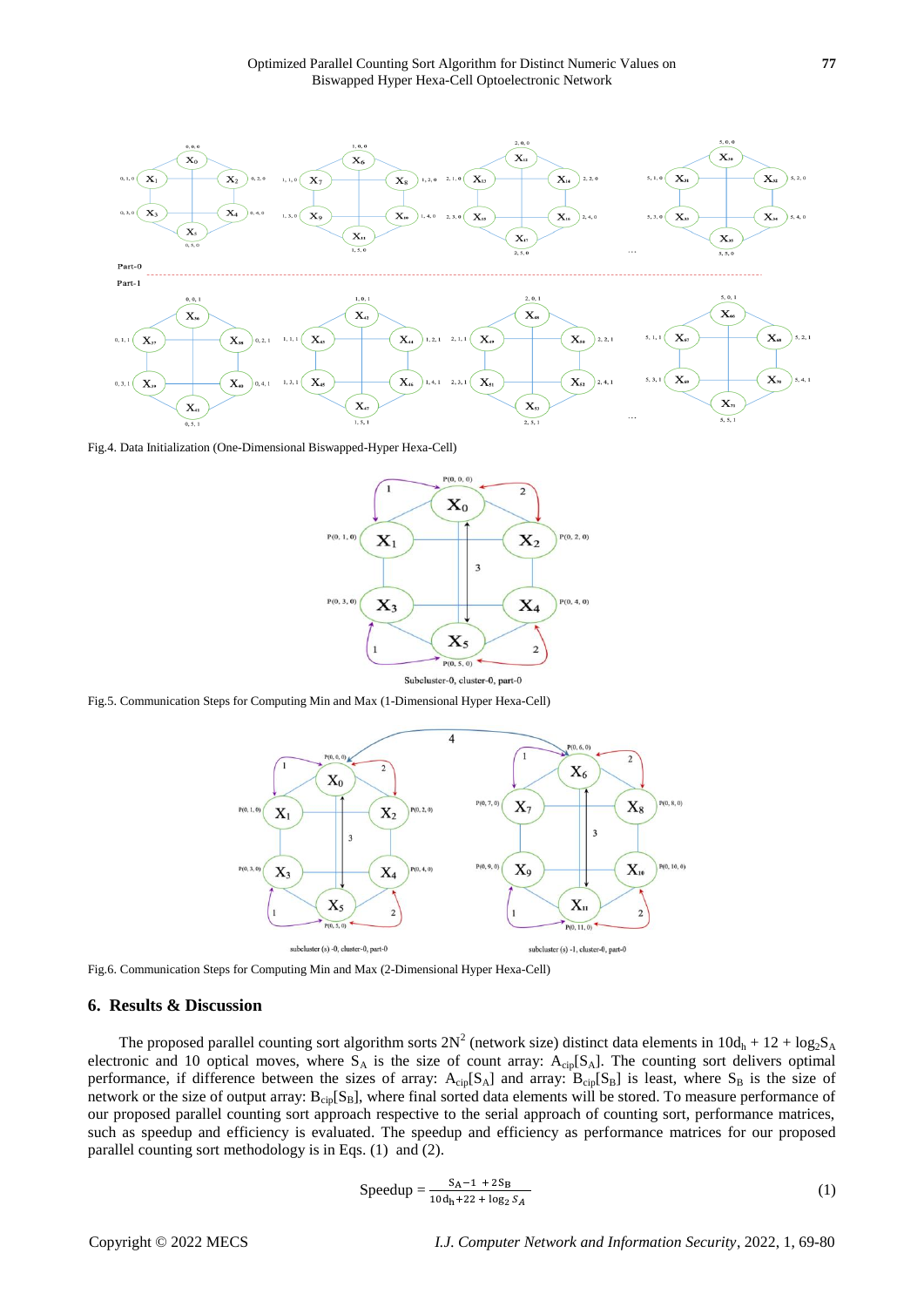Fig.4. Data Initialization (One-Dimensional Biswapped-Hyper Hexa-Cell)

Fig.5. Communication Steps for Computing Min and Max (1-Dimensional Hyper Hexa-Cell)

Fig.6. Communication Steps for Computing Min and Max (2-Dimensional Hyper Hexa-Cell)

## 6. Results & Discussion

The proposed parallel counting sort algorithm sorts $2N^2$ (network size) distinct data elements in $10d_h + 12 + \log_2 S_A$ electronic and 10 optical moves, where $S_A$ is the size of count array: $A_{cip}[S_A]$. The counting sort delivers optimal performance, if difference between the sizes of array: $A_{cip}[S_A]$ and array: $B_{cip}[S_B]$ is least, where $S_B$ is the size of network or the size of output array: $B_{cip}[S_B]$, where final sorted data elements will be stored. To measure performance of our proposed parallel counting sort approach respective to the serial approach of counting sort, performance matrices, such as speedup and efficiency is evaluated. The speedup and efficiency as performance matrices for our proposed parallel counting sort methodology is in Eqs. (1) and (2).

$$\text{Speedup} = \frac{S_A - 1 + 2S_B}{10d_h + 22 + \log_2 S_A} \tag{1}$$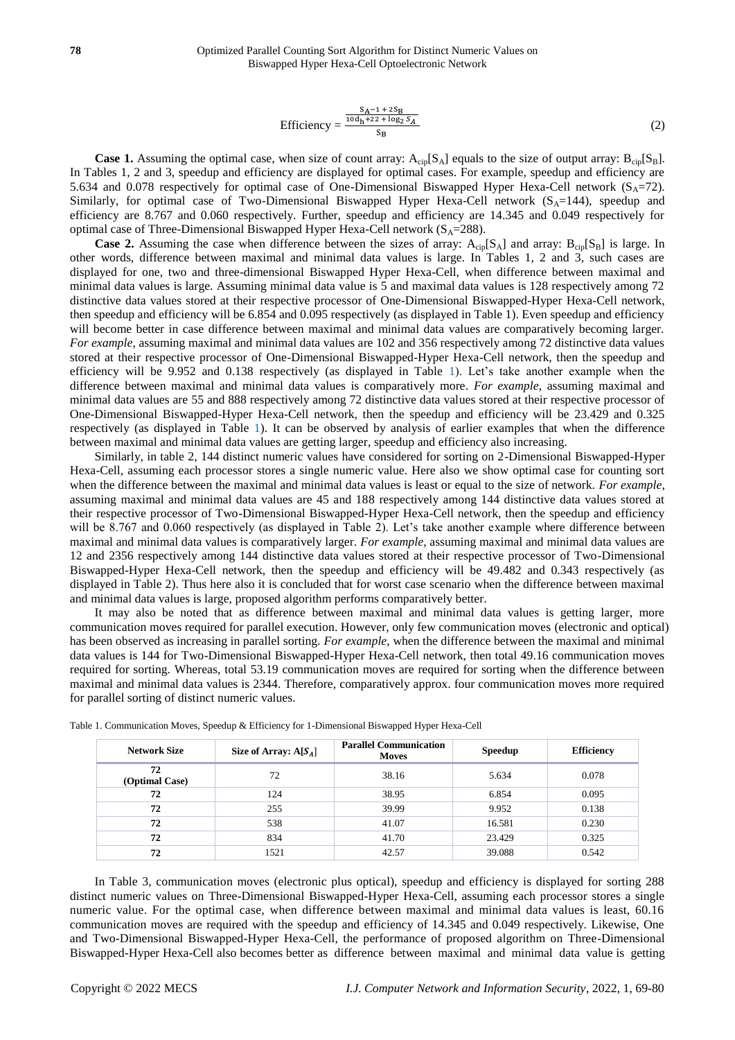$$\text{Efficiency} = \frac{\frac{S_A - 1 + 2S_B}{10d_h + 22 + \log_2 S_A}}{S_B} \tag{2}$$

**Case 1.** Assuming the optimal case, when size of count array: $A_{cip}[S_A]$ equals to the size of output array: $B_{cip}[S_B]$. In Tables 1, 2 and 3, speedup and efficiency are displayed for optimal cases. For example, speedup and efficiency are 5.634 and 0.078 respectively for optimal case of One-Dimensional Biswapped Hyper Hexa-Cell network ($S_A$=72). Similarly, for optimal case of Two-Dimensional Biswapped Hyper Hexa-Cell network ($S_A$=144), speedup and efficiency are 8.767 and 0.060 respectively. Further, speedup and efficiency are 14.345 and 0.049 respectively for optimal case of Three-Dimensional Biswapped Hyper Hexa-Cell network ($S_A$=288).

**Case 2.** Assuming the case when difference between the sizes of array: $A_{cip}[S_A]$ and array: $B_{cip}[S_B]$ is large. In other words, difference between maximal and minimal data values is large. In Tables 1, 2 and 3, such cases are displayed for one, two and three-dimensional Biswapped Hyper Hexa-Cell, when difference between maximal and minimal data values is large. Assuming minimal data value is 5 and maximal data values is 128 respectively among 72 distinctive data values stored at their respective processor of One-Dimensional Biswapped-Hyper Hexa-Cell network, then speedup and efficiency will be 6.854 and 0.095 respectively (as displayed in Table 1). Even speedup and efficiency will become better in case difference between maximal and minimal data values are comparatively becoming larger. *For example*, assuming maximal and minimal data values are 102 and 356 respectively among 72 distinctive data values stored at their respective processor of One-Dimensional Biswapped-Hyper Hexa-Cell network, then the speedup and efficiency will be 9.952 and 0.138 respectively (as displayed in Table 1). Let's take another example when the difference between maximal and minimal data values is comparatively more. *For example*, assuming maximal and minimal data values are 55 and 888 respectively among 72 distinctive data values stored at their respective processor of One-Dimensional Biswapped-Hyper Hexa-Cell network, then the speedup and efficiency will be 23.429 and 0.325 respectively (as displayed in Table 1). It can be observed by analysis of earlier examples that when the difference between maximal and minimal data values are getting larger, speedup and efficiency also increasing.

Similarly, in table 2, 144 distinct numeric values have considered for sorting on 2-Dimensional Biswapped-Hyper Hexa-Cell, assuming each processor stores a single numeric value. Here also we show optimal case for counting sort when the difference between the maximal and minimal data values is least or equal to the size of network. *For example*, assuming maximal and minimal data values are 45 and 188 respectively among 144 distinctive data values stored at their respective processor of Two-Dimensional Biswapped-Hyper Hexa-Cell network, then the speedup and efficiency will be 8.767 and 0.060 respectively (as displayed in Table 2). Let's take another example where difference between maximal and minimal data values is comparatively larger. *For example*, assuming maximal and minimal data values are 12 and 2356 respectively among 144 distinctive data values stored at their respective processor of Two-Dimensional Biswapped-Hyper Hexa-Cell network, then the speedup and efficiency will be 49.482 and 0.343 respectively (as displayed in Table 2). Thus here also it is concluded that for worst case scenario when the difference between maximal and minimal data values is large, proposed algorithm performs comparatively better.

It may also be noted that as difference between maximal and minimal data values is getting larger, more communication moves required for parallel execution. However, only few communication moves (electronic and optical) has been observed as increasing in parallel sorting. *For example*, when the difference between the maximal and minimal data values is 144 for Two-Dimensional Biswapped-Hyper Hexa-Cell network, then total 49.16 communication moves required for sorting. Whereas, total 53.19 communication moves are required for sorting when the difference between maximal and minimal data values is 2344. Therefore, comparatively approx. four communication moves more required for parallel sorting of distinct numeric values.

Table 1. Communication Moves, Speedup & Efficiency for 1-Dimensional Biswapped Hyper Hexa-Cell

| Network Size | Size of Array: $A[S_A]$ | Parallel Communication Moves | Speedup | Efficiency |
|---|---|---|---|---|
| **72 (Optimal Case)** | 72 | 38.16 | 5.634 | 0.078 |
| **72** | 124 | 38.95 | 6.854 | 0.095 |
| **72** | 255 | 39.99 | 9.952 | 0.138 |
| **72** | 538 | 41.07 | 16.581 | 0.230 |
| **72** | 834 | 41.70 | 23.429 | 0.325 |
| **72** | 1521 | 42.57 | 39.088 | 0.542 |

In Table 3, communication moves (electronic plus optical), speedup and efficiency is displayed for sorting 288 distinct numeric values on Three-Dimensional Biswapped-Hyper Hexa-Cell, assuming each processor stores a single numeric value. For the optimal case, when difference between maximal and minimal data values is least, 60.16 communication moves are required with the speedup and efficiency of 14.345 and 0.049 respectively. Likewise, One and Two-Dimensional Biswapped-Hyper Hexa-Cell, the performance of proposed algorithm on Three-Dimensional Biswapped-Hyper Hexa-Cell also becomes better as difference between maximal and minimal data value is getting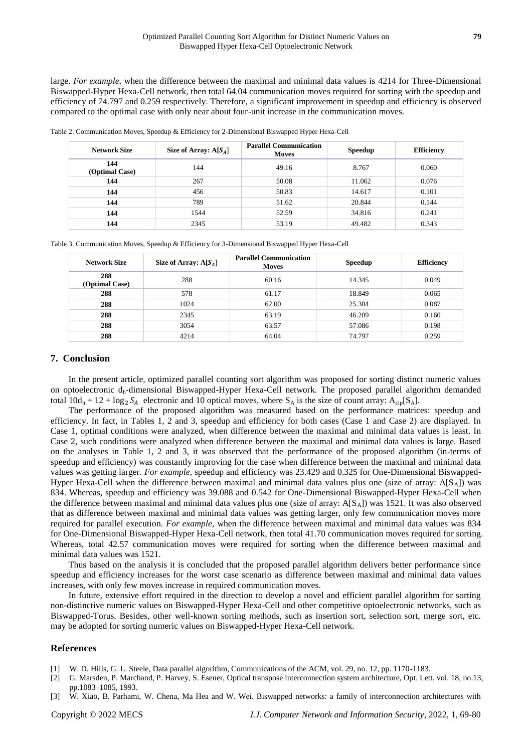large. *For example*, when the difference between the maximal and minimal data values is 4214 for Three-Dimensional Biswapped-Hyper Hexa-Cell network, then total 64.04 communication moves required for sorting with the speedup and efficiency of 74.797 and 0.259 respectively. Therefore, a significant improvement in speedup and efficiency is observed compared to the optimal case with only near about four-unit increase in the communication moves.

Table 2. Communication Moves, Speedup & Efficiency for 2-Dimensional Biswapped Hyper Hexa-Cell

| Network Size | Size of Array: $A[S_A]$ | Parallel Communication Moves | Speedup | Efficiency |
|---|---|---|---|---|
| **144 (Optimal Case)** | 144 | 49.16 | 8.767 | 0.060 |
| **144** | 267 | 50.08 | 11.062 | 0.076 |
| **144** | 456 | 50.83 | 14.617 | 0.101 |
| **144** | 789 | 51.62 | 20.844 | 0.144 |
| **144** | 1544 | 52.59 | 34.816 | 0.241 |
| **144** | 2345 | 53.19 | 49.482 | 0.343 |

Table 3. Communication Moves, Speedup & Efficiency for 3-Dimensional Biswapped Hyper Hexa-Cell

| Network Size | Size of Array: $A[S_A]$ | Parallel Communication Moves | Speedup | Efficiency |
|---|---|---|---|---|
| **288 (Optimal Case)** | 288 | 60.16 | 14.345 | 0.049 |
| **288** | 578 | 61.17 | 18.849 | 0.065 |
| **288** | 1024 | 62.00 | 25.304 | 0.087 |
| **288** | 2345 | 63.19 | 46.209 | 0.160 |
| **288** | 3054 | 63.57 | 57.086 | 0.198 |
| **288** | 4214 | 64.04 | 74.797 | 0.259 |

## 7. Conclusion

In the present article, optimized parallel counting sort algorithm was proposed for sorting distinct numeric values on optoelectronic $d_h$-dimensional Biswapped-Hyper Hexa-Cell network. The proposed parallel algorithm demanded total $10d_h + 12 + \log_2 S_A$ electronic and 10 optical moves, where $S_A$ is the size of count array: $A_{cip}[S_A]$.

The performance of the proposed algorithm was measured based on the performance matrices: speedup and efficiency. In fact, in Tables 1, 2 and 3, speedup and efficiency for both cases (Case 1 and Case 2) are displayed. In Case 1, optimal conditions were analyzed, when difference between the maximal and minimal data values is least. In Case 2, such conditions were analyzed when difference between the maximal and minimal data values is large. Based on the analyses in Table 1, 2 and 3, it was observed that the performance of the proposed algorithm (in-terms of speedup and efficiency) was constantly improving for the case when difference between the maximal and minimal data values was getting larger. *For example*, speedup and efficiency was 23.429 and 0.325 for One-Dimensional Biswapped-Hyper Hexa-Cell when the difference between maximal and minimal data values plus one (size of array: $A[S_A]$) was 834. Whereas, speedup and efficiency was 39.088 and 0.542 for One-Dimensional Biswapped-Hyper Hexa-Cell when the difference between maximal and minimal data values plus one (size of array: $A[S_A]$) was 1521. It was also observed that as difference between maximal and minimal data values was getting larger, only few communication moves more required for parallel execution. *For example*, when the difference between maximal and minimal data values was 834 for One-Dimensional Biswapped-Hyper Hexa-Cell network, then total 41.70 communication moves required for sorting. Whereas, total 42.57 communication moves were required for sorting when the difference between maximal and minimal data values was 1521.

Thus based on the analysis it is concluded that the proposed parallel algorithm delivers better performance since speedup and efficiency increases for the worst case scenario as difference between maximal and minimal data values increases, with only few moves increase in required communication moves.

In future, extensive effort required in the direction to develop a novel and efficient parallel algorithm for sorting non-distinctive numeric values on Biswapped-Hyper Hexa-Cell and other competitive optoelectronic networks, such as Biswapped-Torus. Besides, other well-known sorting methods, such as insertion sort, selection sort, merge sort, etc. may be adopted for sorting numeric values on Biswapped-Hyper Hexa-Cell network.

## References

[1] W. D. Hills, G. L. Steele, Data parallel algorithm, Communications of the ACM, vol. 29, no. 12, pp. 1170-1183.

[2] G. Marsden, P. Marchand, P. Harvey, S. Esener, Optical transpose interconnection system architecture, Opt. Lett. vol. 18, no.13, pp.1083–1085, 1993.

[3] W. Xiao, B. Parhami, W. Chena, Ma Hea and W. Wei. Biswapped networks: a family of interconnection architectures with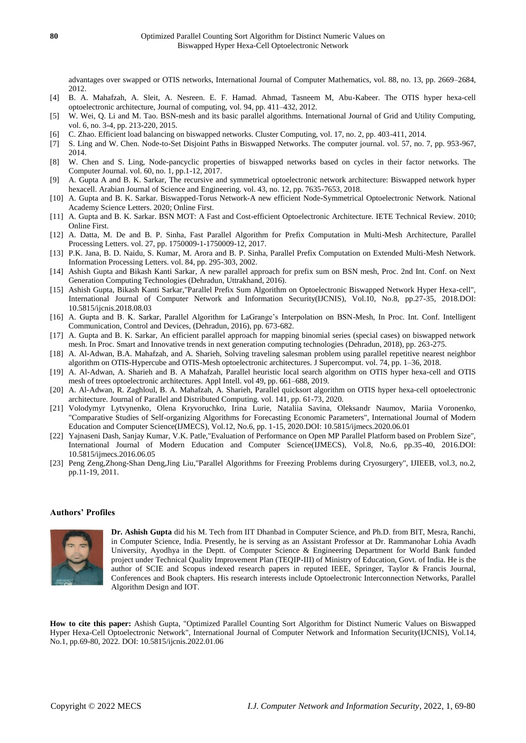advantages over swapped or OTIS networks, International Journal of Computer Mathematics, vol. 88, no. 13, pp. 2669–2684, 2012.

[4] B. A. Mahafzah, A. Sleit, A. Nesreen. E. F. Hamad. Ahmad, Tasneem M, Abu-Kabeer. The OTIS hyper hexa-cell optoelectronic architecture, Journal of computing, vol. 94, pp. 411–432, 2012.

[5] W. Wei, Q. Li and M. Tao. BSN-mesh and its basic parallel algorithms. International Journal of Grid and Utility Computing, vol. 6, no. 3-4, pp. 213-220, 2015.

[6] C. Zhao. Efficient load balancing on biswapped networks. Cluster Computing, vol. 17, no. 2, pp. 403-411, 2014.

[7] S. Ling and W. Chen. Node-to-Set Disjoint Paths in Biswapped Networks. The computer journal. vol. 57, no. 7, pp. 953-967, 2014.

[8] W. Chen and S. Ling, Node-pancyclic properties of biswapped networks based on cycles in their factor networks. The Computer Journal. vol. 60, no. 1, pp.1-12, 2017.

[9] A. Gupta A and B. K. Sarkar, The recursive and symmetrical optoelectronic network architecture: Biswapped network hyper hexacell. Arabian Journal of Science and Engineering. vol. 43, no. 12, pp. 7635-7653, 2018.

[10] A. Gupta and B. K. Sarkar. Biswapped-Torus Network-A new efficient Node-Symmetrical Optoelectronic Network. National Academy Science Letters. 2020; Online First.

[11] A. Gupta and B. K. Sarkar. BSN MOT: A Fast and Cost-efficient Optoelectronic Architecture. IETE Technical Review. 2010; Online First.

[12] A. Datta, M. De and B. P. Sinha, Fast Parallel Algorithm for Prefix Computation in Multi-Mesh Architecture, Parallel Processing Letters. vol. 27, pp. 1750009-1-1750009-12, 2017.

[13] P.K. Jana, B. D. Naidu, S. Kumar, M. Arora and B. P. Sinha, Parallel Prefix Computation on Extended Multi-Mesh Network. Information Processing Letters. vol. 84, pp. 295-303, 2002.

[14] Ashish Gupta and Bikash Kanti Sarkar, A new parallel approach for prefix sum on BSN mesh, Proc. 2nd Int. Conf. on Next Generation Computing Technologies (Dehradun, Uttrakhand, 2016).

[15] Ashish Gupta, Bikash Kanti Sarkar,"Parallel Prefix Sum Algorithm on Optoelectronic Biswapped Network Hyper Hexa-cell", International Journal of Computer Network and Information Security(IJCNIS), Vol.10, No.8, pp.27-35, 2018.DOI: 10.5815/ijcnis.2018.08.03

[16] A. Gupta and B. K. Sarkar, Parallel Algorithm for LaGrange's Interpolation on BSN-Mesh, In Proc. Int. Conf. Intelligent Communication, Control and Devices, (Dehradun, 2016), pp. 673-682.

[17] A. Gupta and B. K. Sarkar, An efficient parallel approach for mapping binomial series (special cases) on biswapped network mesh. In Proc. Smart and Innovative trends in next generation computing technologies (Dehradun, 2018), pp. 263-275.

[18] A. Al-Adwan, B.A. Mahafzah, and A. Sharieh, Solving traveling salesman problem using parallel repetitive nearest neighbor algorithm on OTIS-Hypercube and OTIS-Mesh optoelectronic architectures. J Supercomput. vol. 74, pp. 1–36, 2018.

[19] A. Al-Adwan, A. Sharieh and B. A Mahafzah, Parallel heuristic local search algorithm on OTIS hyper hexa-cell and OTIS mesh of trees optoelectronic architectures. Appl Intell. vol 49, pp. 661–688, 2019.

[20] A. Al-Adwan, R. Zaghloul, B. A. Mahafzah, A. Sharieh, Parallel quicksort algorithm on OTIS hyper hexa-cell optoelectronic architecture. Journal of Parallel and Distributed Computing. vol. 141, pp. 61-73, 2020.

[21] Volodymyr Lytvynenko, Olena Kryvoruchko, Irina Lurie, Nataliia Savina, Oleksandr Naumov, Mariia Voronenko, "Comparative Studies of Self-organizing Algorithms for Forecasting Economic Parameters", International Journal of Modern Education and Computer Science(IJMECS), Vol.12, No.6, pp. 1-15, 2020.DOI: 10.5815/ijmecs.2020.06.01

[22] Yajnaseni Dash, Sanjay Kumar, V.K. Patle,"Evaluation of Performance on Open MP Parallel Platform based on Problem Size", International Journal of Modern Education and Computer Science(IJMECS), Vol.8, No.6, pp.35-40, 2016.DOI: 10.5815/ijmecs.2016.06.05

[23] Peng Zeng,Zhong-Shan Deng,Jing Liu,"Parallel Algorithms for Freezing Problems during Cryosurgery", IJIEEB, vol.3, no.2, pp.11-19, 2011.

### Authors' Profiles

**Dr. Ashish Gupta** did his M. Tech from IIT Dhanbad in Computer Science, and Ph.D. from BIT, Mesra, Ranchi, in Computer Science, India. Presently, he is serving as an Assistant Professor at Dr. Rammanohar Lohia Avadh University, Ayodhya in the Deptt. of Computer Science & Engineering Department for World Bank funded project under Technical Quality Improvement Plan (TEQIP-III) of Ministry of Education, Govt. of India. He is the author of SCIE and Scopus indexed research papers in reputed IEEE, Springer, Taylor & Francis Journal, Conferences and Book chapters. His research interests include Optoelectronic Interconnection Networks, Parallel Algorithm Design and IOT.

**How to cite this paper:** Ashish Gupta, "Optimized Parallel Counting Sort Algorithm for Distinct Numeric Values on Biswapped Hyper Hexa-Cell Optoelectronic Network", International Journal of Computer Network and Information Security(IJCNIS), Vol.14, No.1, pp.69-80, 2022. DOI: 10.5815/ijcnis.2022.01.06